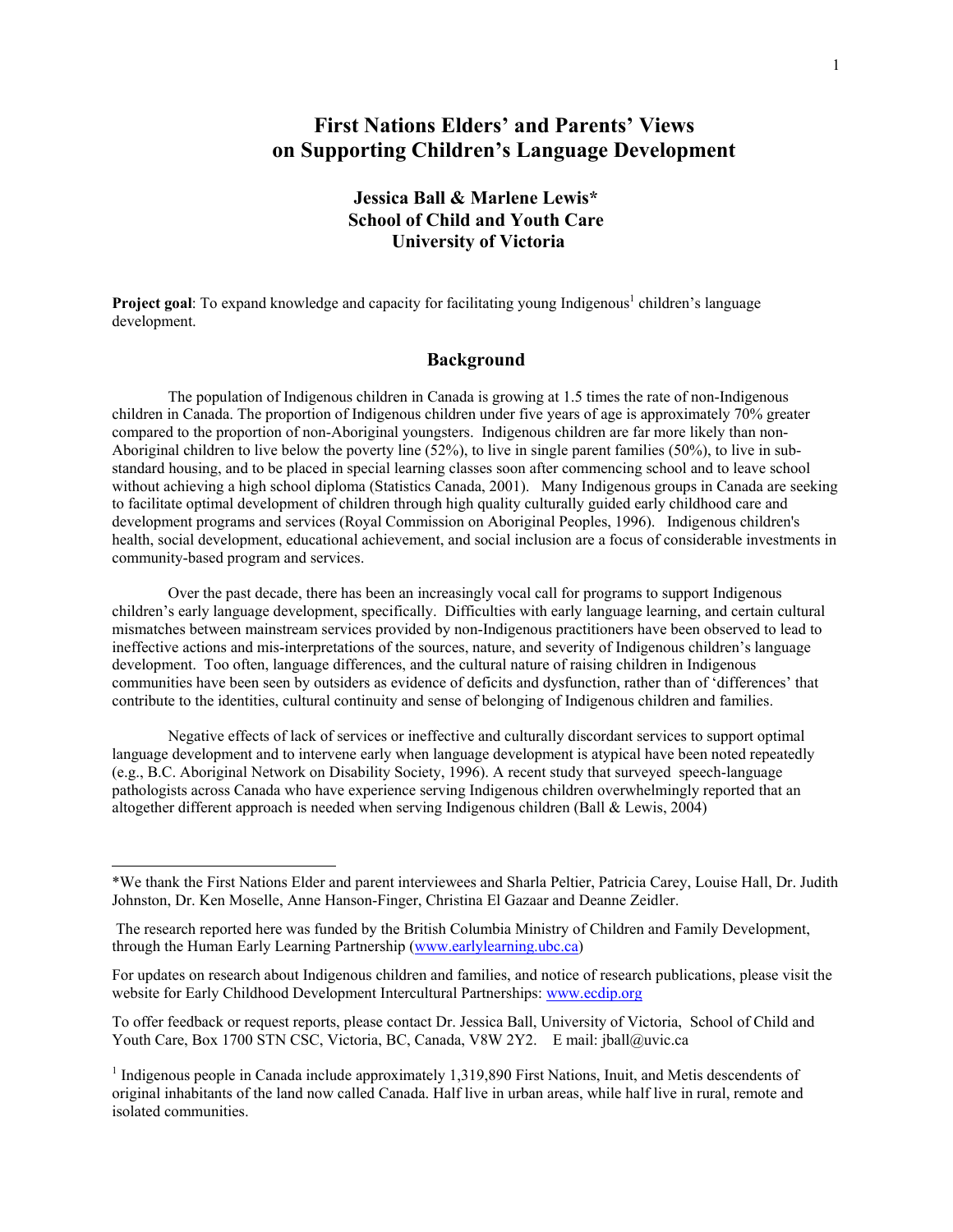# First Nations Elders' and Parents' Views on Supporting Children's Language Development

**Jessica Ball & Marlene Lewis***
**School of Child and Youth Care**
**University of Victoria**

**Project goal**: To expand knowledge and capacity for facilitating young Indigenous[1] children's language development.

## Background

The population of Indigenous children in Canada is growing at 1.5 times the rate of non-Indigenous children in Canada. The proportion of Indigenous children under five years of age is approximately 70% greater compared to the proportion of non-Aboriginal youngsters. Indigenous children are far more likely than non-Aboriginal children to live below the poverty line (52%), to live in single parent families (50%), to live in sub-standard housing, and to be placed in special learning classes soon after commencing school and to leave school without achieving a high school diploma (Statistics Canada, 2001). Many Indigenous groups in Canada are seeking to facilitate optimal development of children through high quality culturally guided early childhood care and development programs and services (Royal Commission on Aboriginal Peoples, 1996). Indigenous children's health, social development, educational achievement, and social inclusion are a focus of considerable investments in community-based program and services.

Over the past decade, there has been an increasingly vocal call for programs to support Indigenous children's early language development, specifically. Difficulties with early language learning, and certain cultural mismatches between mainstream services provided by non-Indigenous practitioners have been observed to lead to ineffective actions and mis-interpretations of the sources, nature, and severity of Indigenous children's language development. Too often, language differences, and the cultural nature of raising children in Indigenous communities have been seen by outsiders as evidence of deficits and dysfunction, rather than of 'differences' that contribute to the identities, cultural continuity and sense of belonging of Indigenous children and families.

Negative effects of lack of services or ineffective and culturally discordant services to support optimal language development and to intervene early when language development is atypical have been noted repeatedly (e.g., B.C. Aboriginal Network on Disability Society, 1996). A recent study that surveyed speech-language pathologists across Canada who have experience serving Indigenous children overwhelmingly reported that an altogether different approach is needed when serving Indigenous children (Ball & Lewis, 2004)

---

*We thank the First Nations Elder and parent interviewees and Sharla Peltier, Patricia Carey, Louise Hall, Dr. Judith Johnston, Dr. Ken Moselle, Anne Hanson-Finger, Christina El Gazaar and Deanne Zeidler.

The research reported here was funded by the British Columbia Ministry of Children and Family Development, through the Human Early Learning Partnership (www.earlylearning.ubc.ca)

For updates on research about Indigenous children and families, and notice of research publications, please visit the website for Early Childhood Development Intercultural Partnerships: www.ecdip.org

To offer feedback or request reports, please contact Dr. Jessica Ball, University of Victoria, School of Child and Youth Care, Box 1700 STN CSC, Victoria, BC, Canada, V8W 2Y2. E mail: jball@uvic.ca

[1] Indigenous people in Canada include approximately 1,319,890 First Nations, Inuit, and Metis descendents of original inhabitants of the land now called Canada. Half live in urban areas, while half live in rural, remote and isolated communities.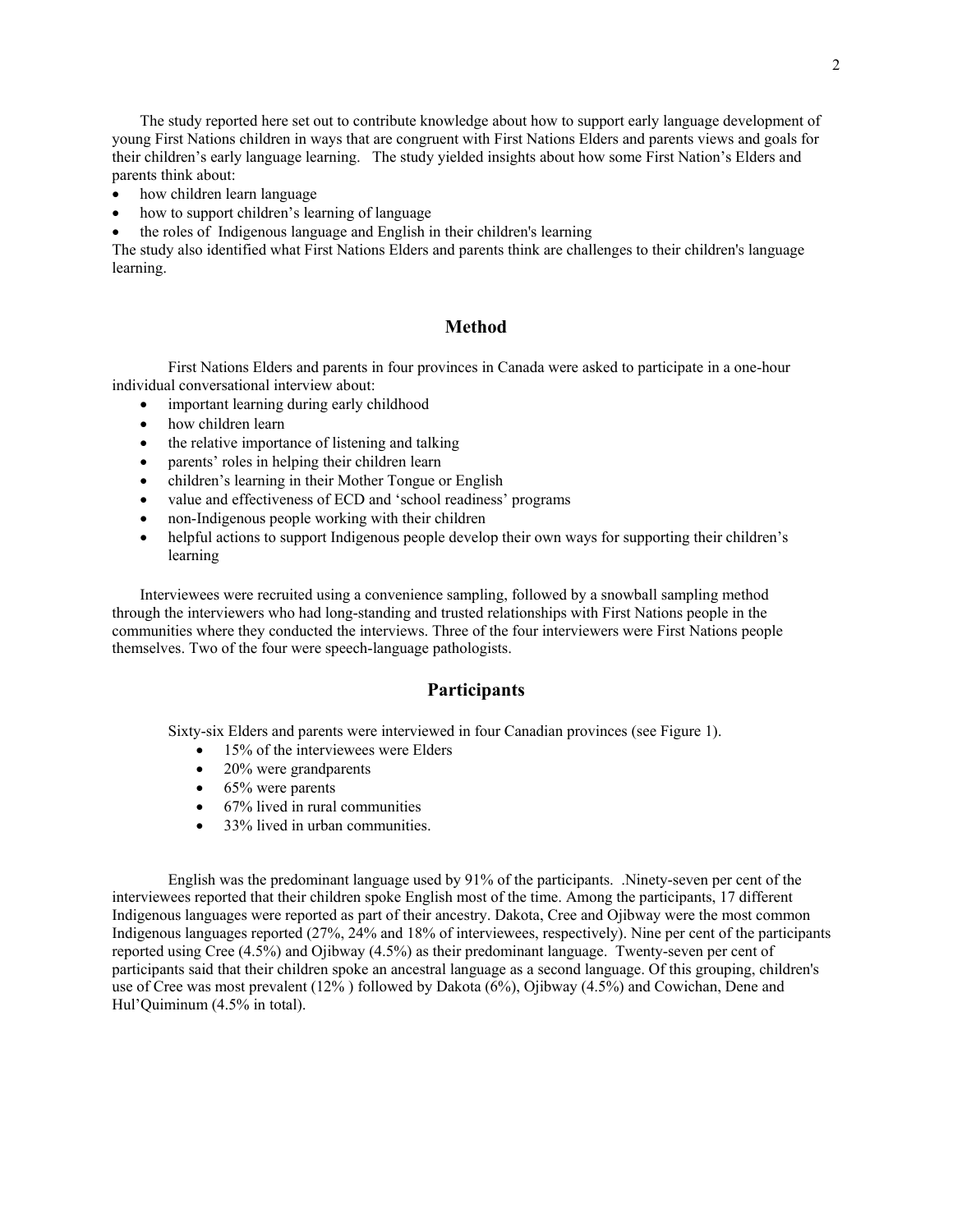The study reported here set out to contribute knowledge about how to support early language development of young First Nations children in ways that are congruent with First Nations Elders and parents views and goals for their children's early language learning. The study yielded insights about how some First Nation's Elders and parents think about:

- how children learn language
- how to support children's learning of language
- the roles of Indigenous language and English in their children's learning

The study also identified what First Nations Elders and parents think are challenges to their children's language learning.

## Method

First Nations Elders and parents in four provinces in Canada were asked to participate in a one-hour individual conversational interview about:

- important learning during early childhood
- how children learn
- the relative importance of listening and talking
- parents' roles in helping their children learn
- children's learning in their Mother Tongue or English
- value and effectiveness of ECD and 'school readiness' programs
- non-Indigenous people working with their children
- helpful actions to support Indigenous people develop their own ways for supporting their children's learning

Interviewees were recruited using a convenience sampling, followed by a snowball sampling method through the interviewers who had long-standing and trusted relationships with First Nations people in the communities where they conducted the interviews. Three of the four interviewers were First Nations people themselves. Two of the four were speech-language pathologists.

## Participants

Sixty-six Elders and parents were interviewed in four Canadian provinces (see Figure 1).

- 15% of the interviewees were Elders
- 20% were grandparents
- 65% were parents
- 67% lived in rural communities
- 33% lived in urban communities.

English was the predominant language used by 91% of the participants. .Ninety-seven per cent of the interviewees reported that their children spoke English most of the time. Among the participants, 17 different Indigenous languages were reported as part of their ancestry. Dakota, Cree and Ojibway were the most common Indigenous languages reported (27%, 24% and 18% of interviewees, respectively). Nine per cent of the participants reported using Cree (4.5%) and Ojibway (4.5%) as their predominant language. Twenty-seven per cent of participants said that their children spoke an ancestral language as a second language. Of this grouping, children's use of Cree was most prevalent (12% ) followed by Dakota (6%), Ojibway (4.5%) and Cowichan, Dene and Hul'Quiminum (4.5% in total).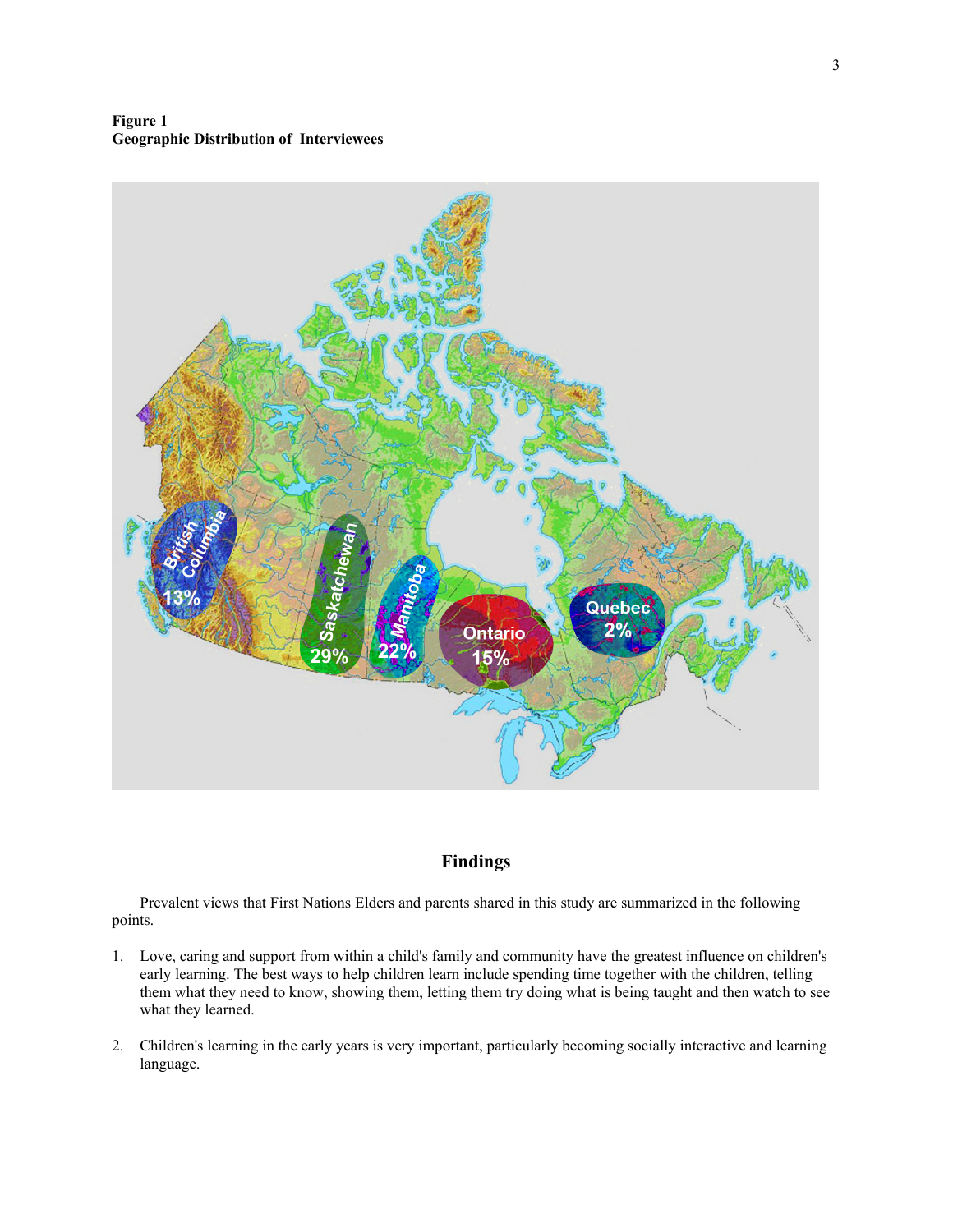**Figure 1**
**Geographic Distribution of Interviewees**

## Findings

Prevalent views that First Nations Elders and parents shared in this study are summarized in the following points.

1. Love, caring and support from within a child's family and community have the greatest influence on children's early learning. The best ways to help children learn include spending time together with the children, telling them what they need to know, showing them, letting them try doing what is being taught and then watch to see what they learned.

2. Children's learning in the early years is very important, particularly becoming socially interactive and learning language.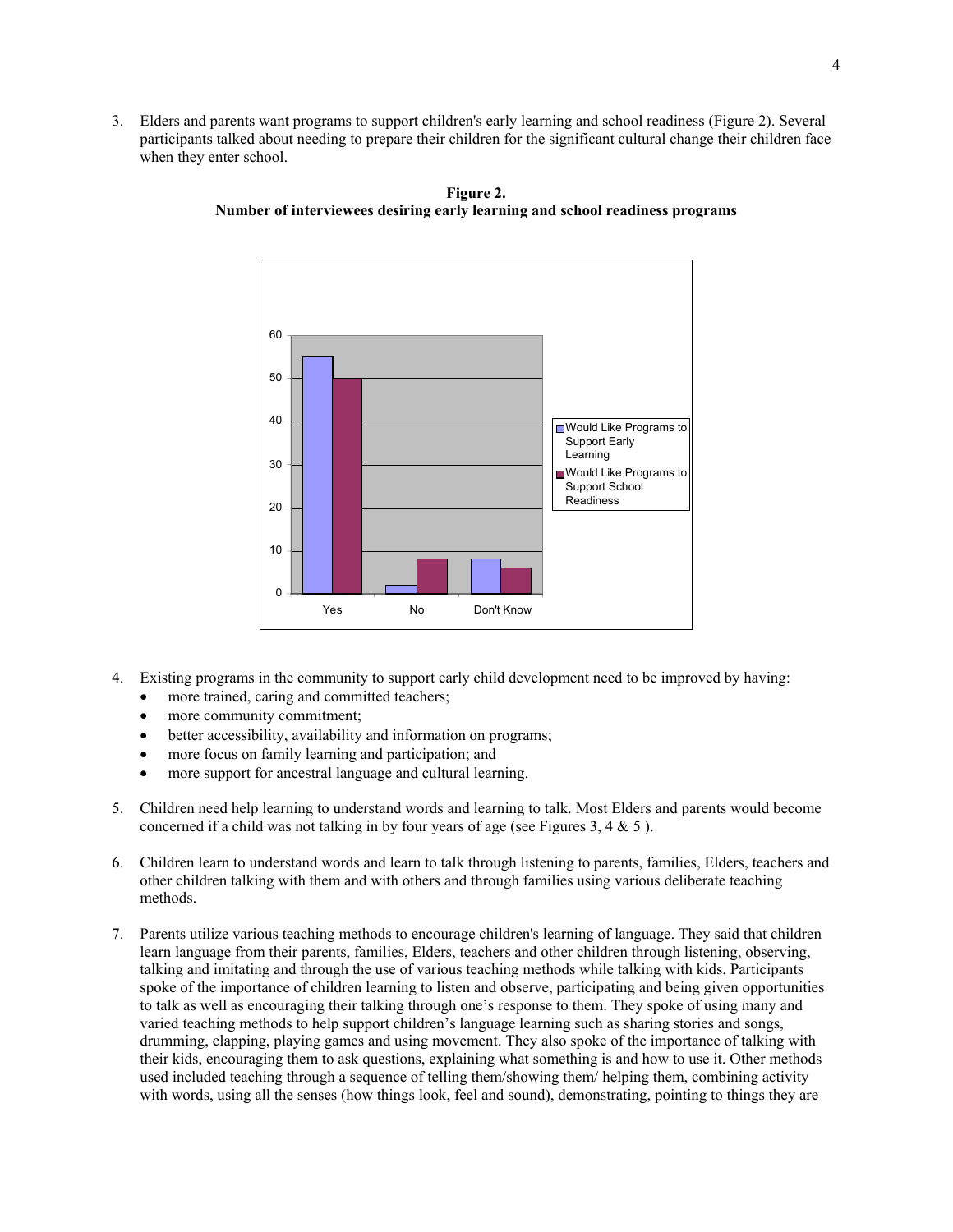3. Elders and parents want programs to support children's early learning and school readiness (Figure 2). Several participants talked about needing to prepare their children for the significant cultural change their children face when they enter school.

**Figure 2.**
**Number of interviewees desiring early learning and school readiness programs**

4. Existing programs in the community to support early child development need to be improved by having:
   - more trained, caring and committed teachers;
   - more community commitment;
   - better accessibility, availability and information on programs;
   - more focus on family learning and participation; and
   - more support for ancestral language and cultural learning.

5. Children need help learning to understand words and learning to talk. Most Elders and parents would become concerned if a child was not talking in by four years of age (see Figures 3, 4 & 5 ).

6. Children learn to understand words and learn to talk through listening to parents, families, Elders, teachers and other children talking with them and with others and through families using various deliberate teaching methods.

7. Parents utilize various teaching methods to encourage children's learning of language. They said that children learn language from their parents, families, Elders, teachers and other children through listening, observing, talking and imitating and through the use of various teaching methods while talking with kids. Participants spoke of the importance of children learning to listen and observe, participating and being given opportunities to talk as well as encouraging their talking through one's response to them. They spoke of using many and varied teaching methods to help support children's language learning such as sharing stories and songs, drumming, clapping, playing games and using movement. They also spoke of the importance of talking with their kids, encouraging them to ask questions, explaining what something is and how to use it. Other methods used included teaching through a sequence of telling them/showing them/ helping them, combining activity with words, using all the senses (how things look, feel and sound), demonstrating, pointing to things they are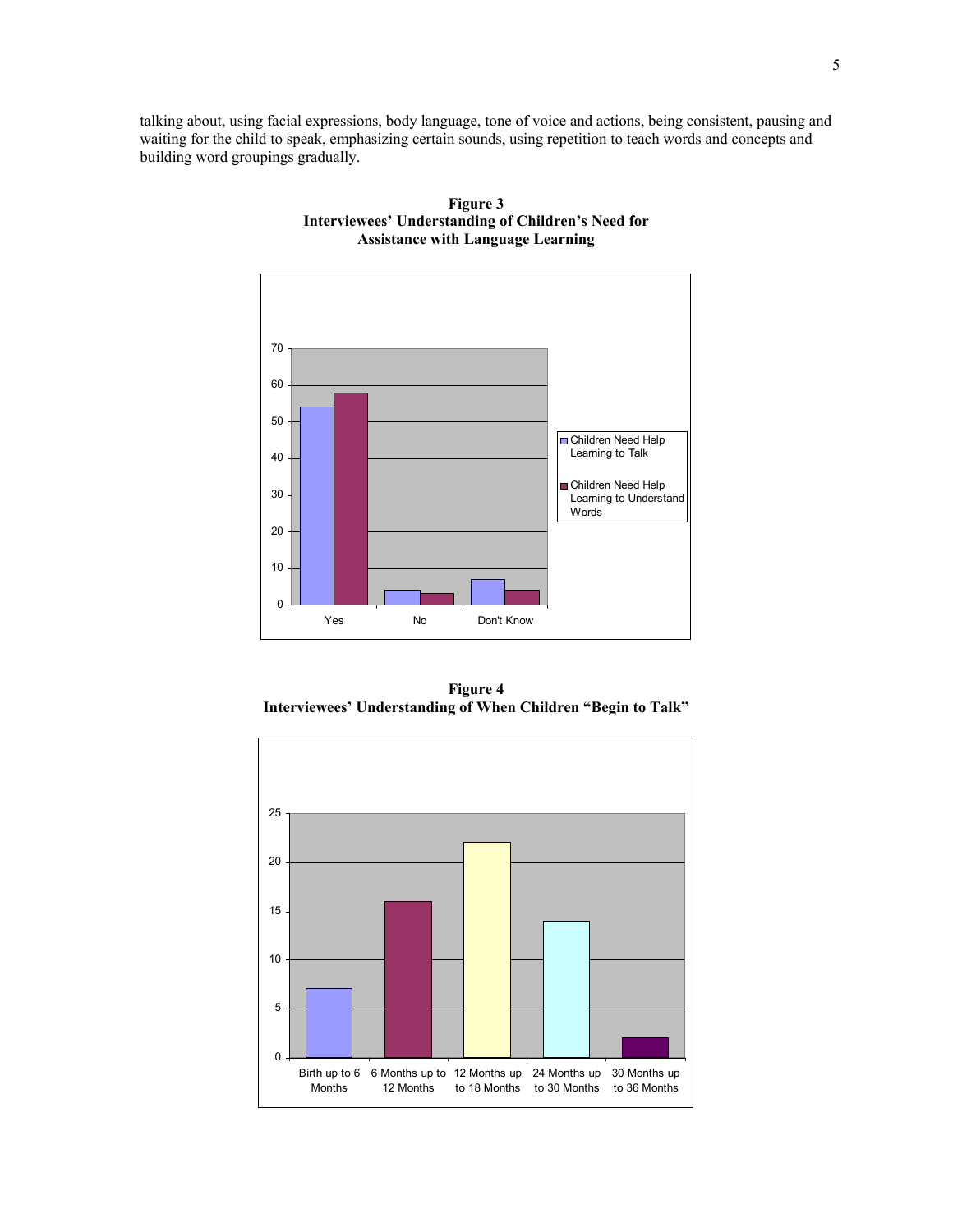talking about, using facial expressions, body language, tone of voice and actions, being consistent, pausing and waiting for the child to speak, emphasizing certain sounds, using repetition to teach words and concepts and building word groupings gradually.

**Figure 3**
**Interviewees' Understanding of Children's Need for Assistance with Language Learning**

**Figure 4**
**Interviewees' Understanding of When Children "Begin to Talk"**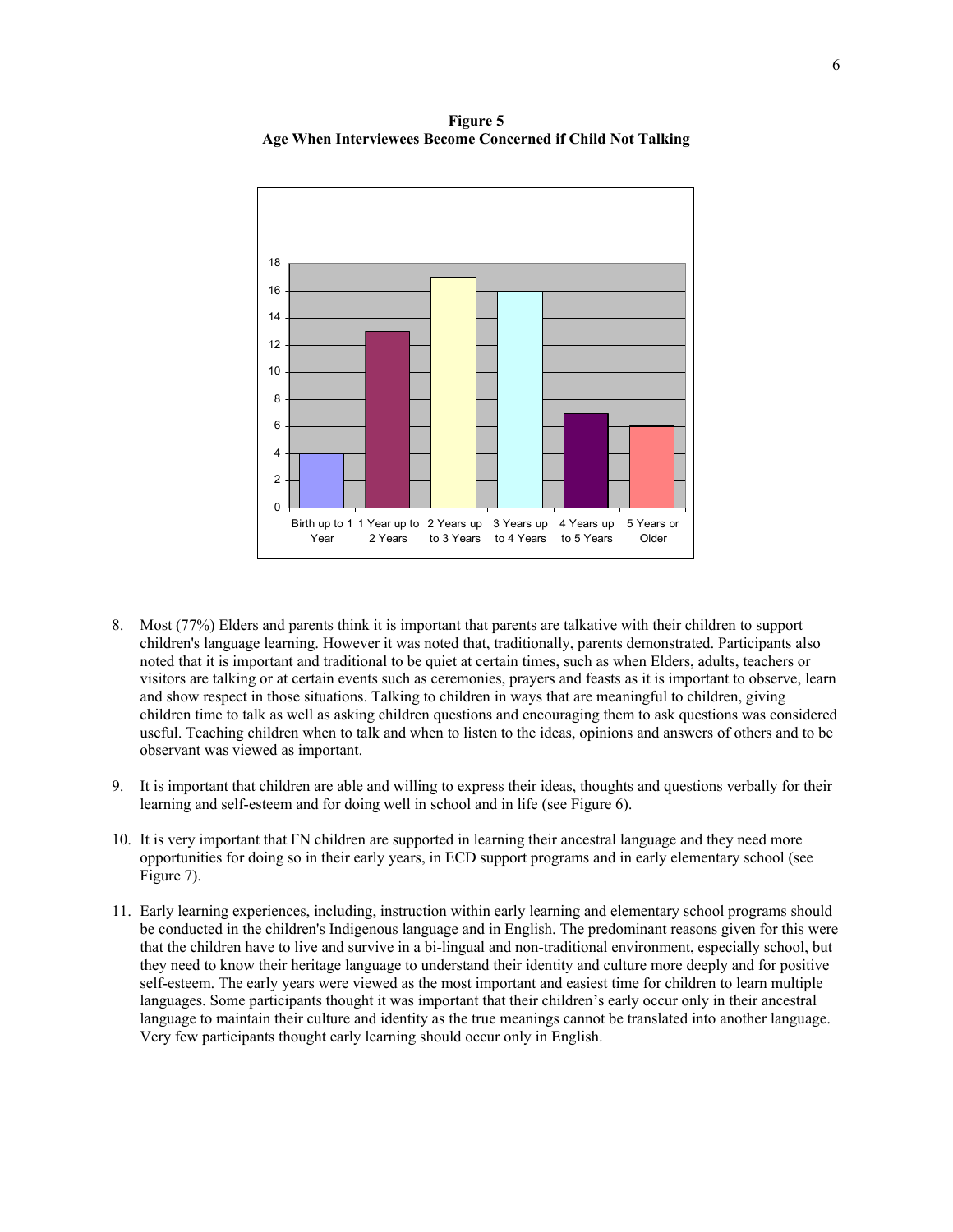**Figure 5**
**Age When Interviewees Become Concerned if Child Not Talking**

8. Most (77%) Elders and parents think it is important that parents are talkative with their children to support children's language learning. However it was noted that, traditionally, parents demonstrated. Participants also noted that it is important and traditional to be quiet at certain times, such as when Elders, adults, teachers or visitors are talking or at certain events such as ceremonies, prayers and feasts as it is important to observe, learn and show respect in those situations. Talking to children in ways that are meaningful to children, giving children time to talk as well as asking children questions and encouraging them to ask questions was considered useful. Teaching children when to talk and when to listen to the ideas, opinions and answers of others and to be observant was viewed as important.

9. It is important that children are able and willing to express their ideas, thoughts and questions verbally for their learning and self-esteem and for doing well in school and in life (see Figure 6).

10. It is very important that FN children are supported in learning their ancestral language and they need more opportunities for doing so in their early years, in ECD support programs and in early elementary school (see Figure 7).

11. Early learning experiences, including, instruction within early learning and elementary school programs should be conducted in the children's Indigenous language and in English. The predominant reasons given for this were that the children have to live and survive in a bi-lingual and non-traditional environment, especially school, but they need to know their heritage language to understand their identity and culture more deeply and for positive self-esteem. The early years were viewed as the most important and easiest time for children to learn multiple languages. Some participants thought it was important that their children's early occur only in their ancestral language to maintain their culture and identity as the true meanings cannot be translated into another language. Very few participants thought early learning should occur only in English.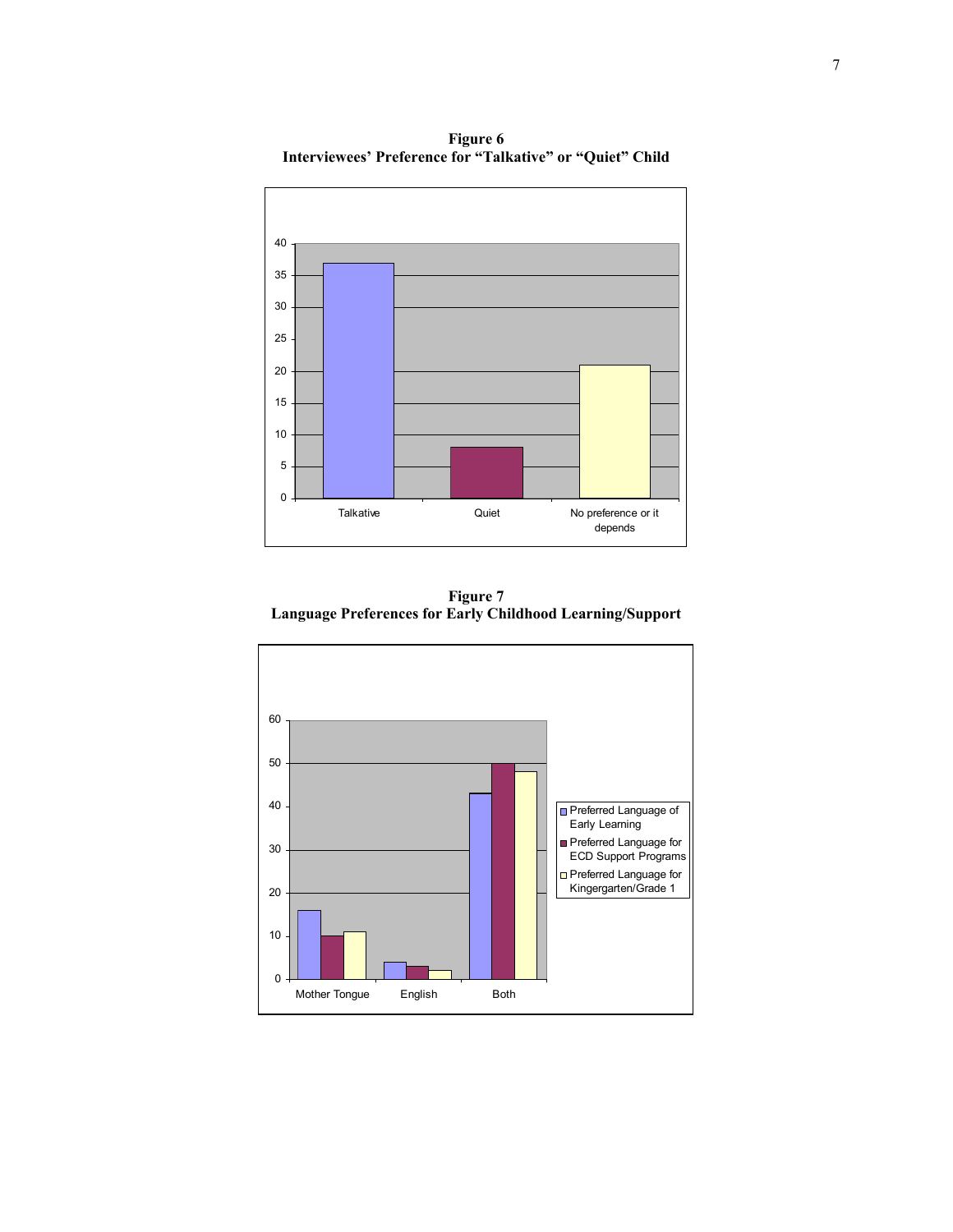**Figure 6**
**Interviewees' Preference for "Talkative" or "Quiet" Child**

| Preference | Value |
|---|---|
| Talkative | 37 |
| Quiet | 8 |
| No preference or it depends | 21 |

**Figure 7**
**Language Preferences for Early Childhood Learning/Support**

| | Preferred Language of Early Learning | Preferred Language for ECD Support Programs | Preferred Language for Kingergarten/Grade 1 |
|---|---|---|---|
| Mother Tongue | 16 | 10 | 11 |
| English | 4 | 3 | 2 |
| Both | 43 | 50 | 48 |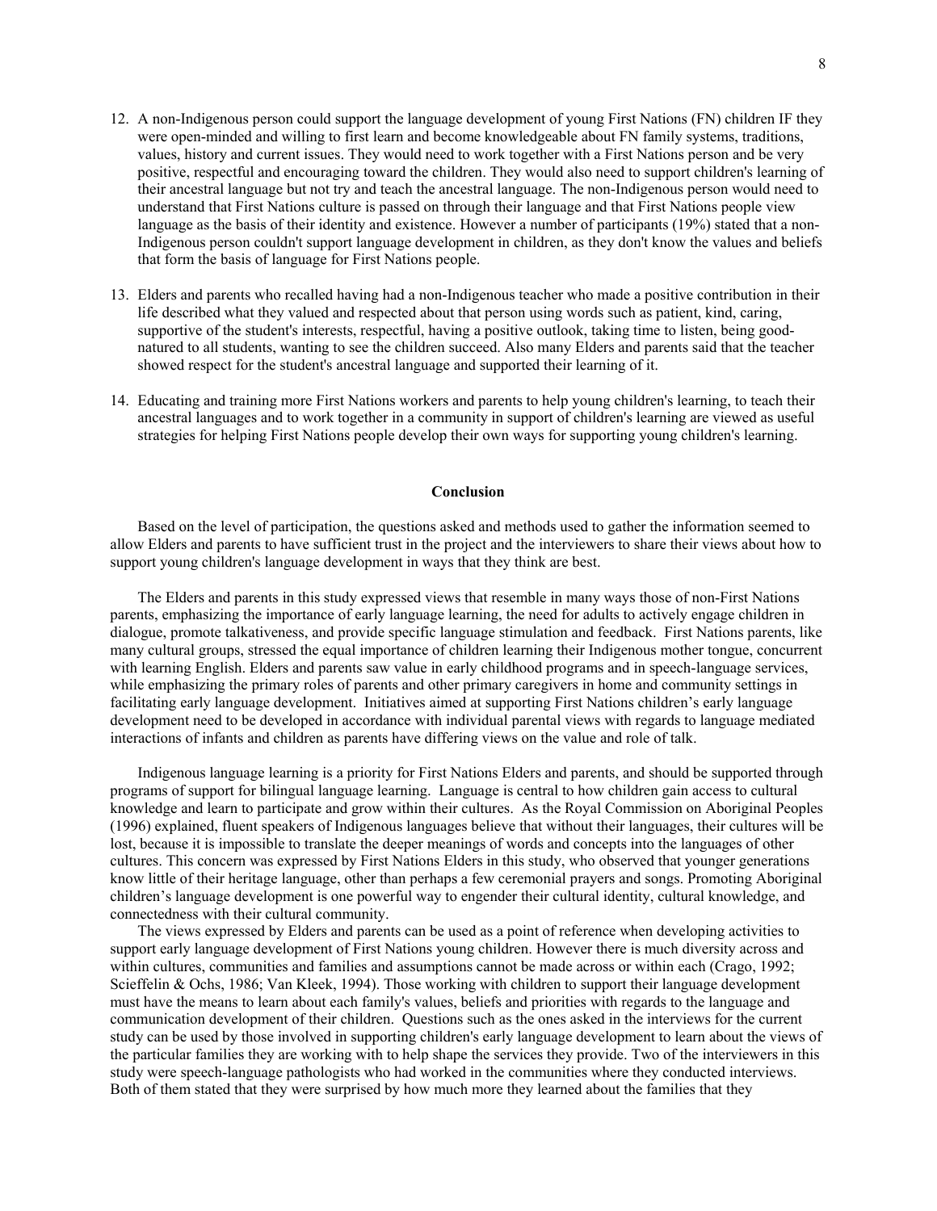12. A non-Indigenous person could support the language development of young First Nations (FN) children IF they were open-minded and willing to first learn and become knowledgeable about FN family systems, traditions, values, history and current issues. They would need to work together with a First Nations person and be very positive, respectful and encouraging toward the children. They would also need to support children's learning of their ancestral language but not try and teach the ancestral language. The non-Indigenous person would need to understand that First Nations culture is passed on through their language and that First Nations people view language as the basis of their identity and existence. However a number of participants (19%) stated that a non-Indigenous person couldn't support language development in children, as they don't know the values and beliefs that form the basis of language for First Nations people.

13. Elders and parents who recalled having had a non-Indigenous teacher who made a positive contribution in their life described what they valued and respected about that person using words such as patient, kind, caring, supportive of the student's interests, respectful, having a positive outlook, taking time to listen, being good-natured to all students, wanting to see the children succeed. Also many Elders and parents said that the teacher showed respect for the student's ancestral language and supported their learning of it.

14. Educating and training more First Nations workers and parents to help young children's learning, to teach their ancestral languages and to work together in a community in support of children's learning are viewed as useful strategies for helping First Nations people develop their own ways for supporting young children's learning.

## Conclusion

Based on the level of participation, the questions asked and methods used to gather the information seemed to allow Elders and parents to have sufficient trust in the project and the interviewers to share their views about how to support young children's language development in ways that they think are best.

The Elders and parents in this study expressed views that resemble in many ways those of non-First Nations parents, emphasizing the importance of early language learning, the need for adults to actively engage children in dialogue, promote talkativeness, and provide specific language stimulation and feedback. First Nations parents, like many cultural groups, stressed the equal importance of children learning their Indigenous mother tongue, concurrent with learning English. Elders and parents saw value in early childhood programs and in speech-language services, while emphasizing the primary roles of parents and other primary caregivers in home and community settings in facilitating early language development. Initiatives aimed at supporting First Nations children's early language development need to be developed in accordance with individual parental views with regards to language mediated interactions of infants and children as parents have differing views on the value and role of talk.

Indigenous language learning is a priority for First Nations Elders and parents, and should be supported through programs of support for bilingual language learning. Language is central to how children gain access to cultural knowledge and learn to participate and grow within their cultures. As the Royal Commission on Aboriginal Peoples (1996) explained, fluent speakers of Indigenous languages believe that without their languages, their cultures will be lost, because it is impossible to translate the deeper meanings of words and concepts into the languages of other cultures. This concern was expressed by First Nations Elders in this study, who observed that younger generations know little of their heritage language, other than perhaps a few ceremonial prayers and songs. Promoting Aboriginal children's language development is one powerful way to engender their cultural identity, cultural knowledge, and connectedness with their cultural community.

The views expressed by Elders and parents can be used as a point of reference when developing activities to support early language development of First Nations young children. However there is much diversity across and within cultures, communities and families and assumptions cannot be made across or within each (Crago, 1992; Scieffelin & Ochs, 1986; Van Kleek, 1994). Those working with children to support their language development must have the means to learn about each family's values, beliefs and priorities with regards to the language and communication development of their children. Questions such as the ones asked in the interviews for the current study can be used by those involved in supporting children's early language development to learn about the views of the particular families they are working with to help shape the services they provide. Two of the interviewers in this study were speech-language pathologists who had worked in the communities where they conducted interviews. Both of them stated that they were surprised by how much more they learned about the families that they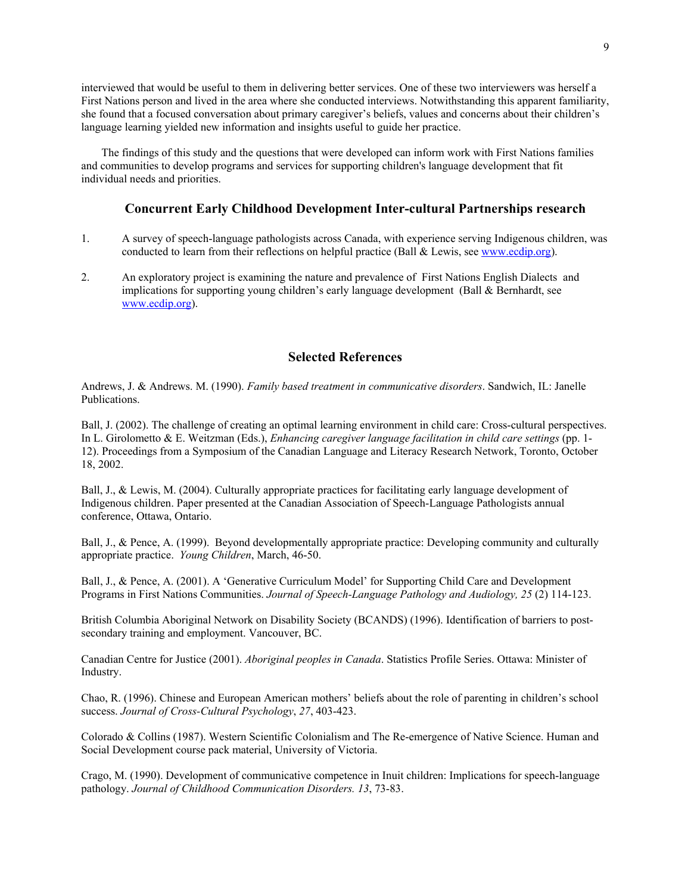interviewed that would be useful to them in delivering better services. One of these two interviewers was herself a First Nations person and lived in the area where she conducted interviews. Notwithstanding this apparent familiarity, she found that a focused conversation about primary caregiver's beliefs, values and concerns about their children's language learning yielded new information and insights useful to guide her practice.

The findings of this study and the questions that were developed can inform work with First Nations families and communities to develop programs and services for supporting children's language development that fit individual needs and priorities.

## Concurrent Early Childhood Development Inter-cultural Partnerships research

1. A survey of speech-language pathologists across Canada, with experience serving Indigenous children, was conducted to learn from their reflections on helpful practice (Ball & Lewis, see www.ecdip.org).

2. An exploratory project is examining the nature and prevalence of First Nations English Dialects and implications for supporting young children's early language development (Ball & Bernhardt, see www.ecdip.org).

## Selected References

Andrews, J. & Andrews. M. (1990). *Family based treatment in communicative disorders*. Sandwich, IL: Janelle Publications.

Ball, J. (2002). The challenge of creating an optimal learning environment in child care: Cross-cultural perspectives. In L. Girolometto & E. Weitzman (Eds.), *Enhancing caregiver language facilitation in child care settings* (pp. 1-12). Proceedings from a Symposium of the Canadian Language and Literacy Research Network, Toronto, October 18, 2002.

Ball, J., & Lewis, M. (2004). Culturally appropriate practices for facilitating early language development of Indigenous children. Paper presented at the Canadian Association of Speech-Language Pathologists annual conference, Ottawa, Ontario.

Ball, J., & Pence, A. (1999). Beyond developmentally appropriate practice: Developing community and culturally appropriate practice. *Young Children*, March, 46-50.

Ball, J., & Pence, A. (2001). A 'Generative Curriculum Model' for Supporting Child Care and Development Programs in First Nations Communities. *Journal of Speech-Language Pathology and Audiology, 25* (2) 114-123.

British Columbia Aboriginal Network on Disability Society (BCANDS) (1996). Identification of barriers to post-secondary training and employment. Vancouver, BC.

Canadian Centre for Justice (2001). *Aboriginal peoples in Canada*. Statistics Profile Series. Ottawa: Minister of Industry.

Chao, R. (1996). Chinese and European American mothers' beliefs about the role of parenting in children's school success. *Journal of Cross-Cultural Psychology*, *27*, 403-423.

Colorado & Collins (1987). Western Scientific Colonialism and The Re-emergence of Native Science. Human and Social Development course pack material, University of Victoria.

Crago, M. (1990). Development of communicative competence in Inuit children: Implications for speech-language pathology. *Journal of Childhood Communication Disorders. 13*, 73-83.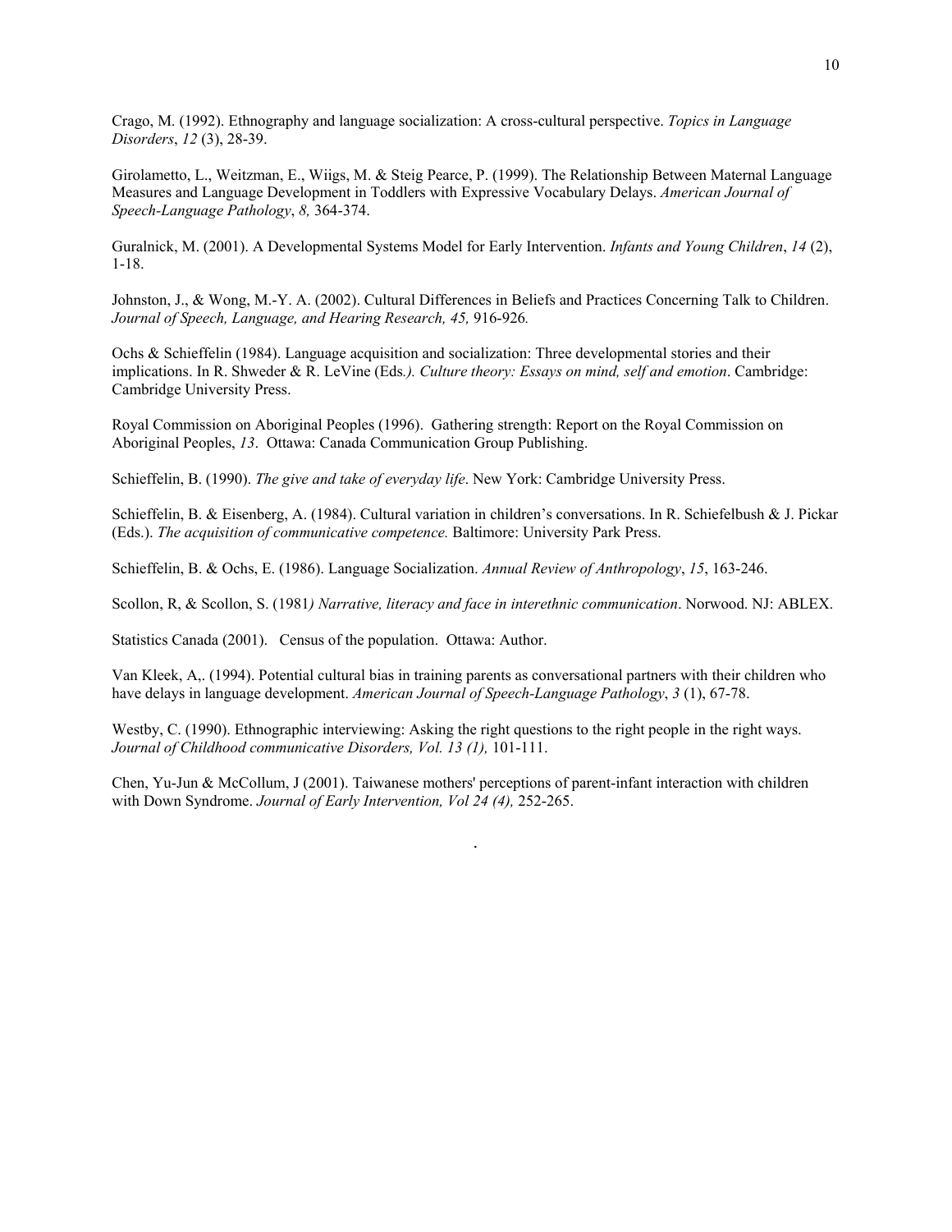Crago, M. (1992). Ethnography and language socialization: A cross-cultural perspective. *Topics in Language Disorders*, *12* (3), 28-39.

Girolametto, L., Weitzman, E., Wiigs, M. & Steig Pearce, P. (1999). The Relationship Between Maternal Language Measures and Language Development in Toddlers with Expressive Vocabulary Delays. *American Journal of Speech-Language Pathology*, *8,* 364-374.

Guralnick, M. (2001). A Developmental Systems Model for Early Intervention. *Infants and Young Children*, *14* (2), 1-18.

Johnston, J., & Wong, M.-Y. A. (2002). Cultural Differences in Beliefs and Practices Concerning Talk to Children. *Journal of Speech, Language, and Hearing Research, 45,* 916-926*.*

Ochs & Schieffelin (1984). Language acquisition and socialization: Three developmental stories and their implications. In R. Shweder & R. LeVine (Eds*.). Culture theory: Essays on mind, self and emotion*. Cambridge: Cambridge University Press.

Royal Commission on Aboriginal Peoples (1996). Gathering strength: Report on the Royal Commission on Aboriginal Peoples, *13*. Ottawa: Canada Communication Group Publishing.

Schieffelin, B. (1990). *The give and take of everyday life*. New York: Cambridge University Press.

Schieffelin, B. & Eisenberg, A. (1984). Cultural variation in children's conversations. In R. Schiefelbush & J. Pickar (Eds.). *The acquisition of communicative competence.* Baltimore: University Park Press.

Schieffelin, B. & Ochs, E. (1986). Language Socialization. *Annual Review of Anthropology*, *15*, 163-246.

Scollon, R, & Scollon, S. (1981*) Narrative, literacy and face in interethnic communication*. Norwood. NJ: ABLEX.

Statistics Canada (2001). Census of the population. Ottawa: Author.

Van Kleek, A,. (1994). Potential cultural bias in training parents as conversational partners with their children who have delays in language development. *American Journal of Speech-Language Pathology*, *3* (1), 67-78.

Westby, C. (1990). Ethnographic interviewing: Asking the right questions to the right people in the right ways. *Journal of Childhood communicative Disorders, Vol. 13 (1),* 101-111.

Chen, Yu-Jun & McCollum, J (2001). Taiwanese mothers' perceptions of parent-infant interaction with children with Down Syndrome. *Journal of Early Intervention, Vol 24 (4),* 252-265.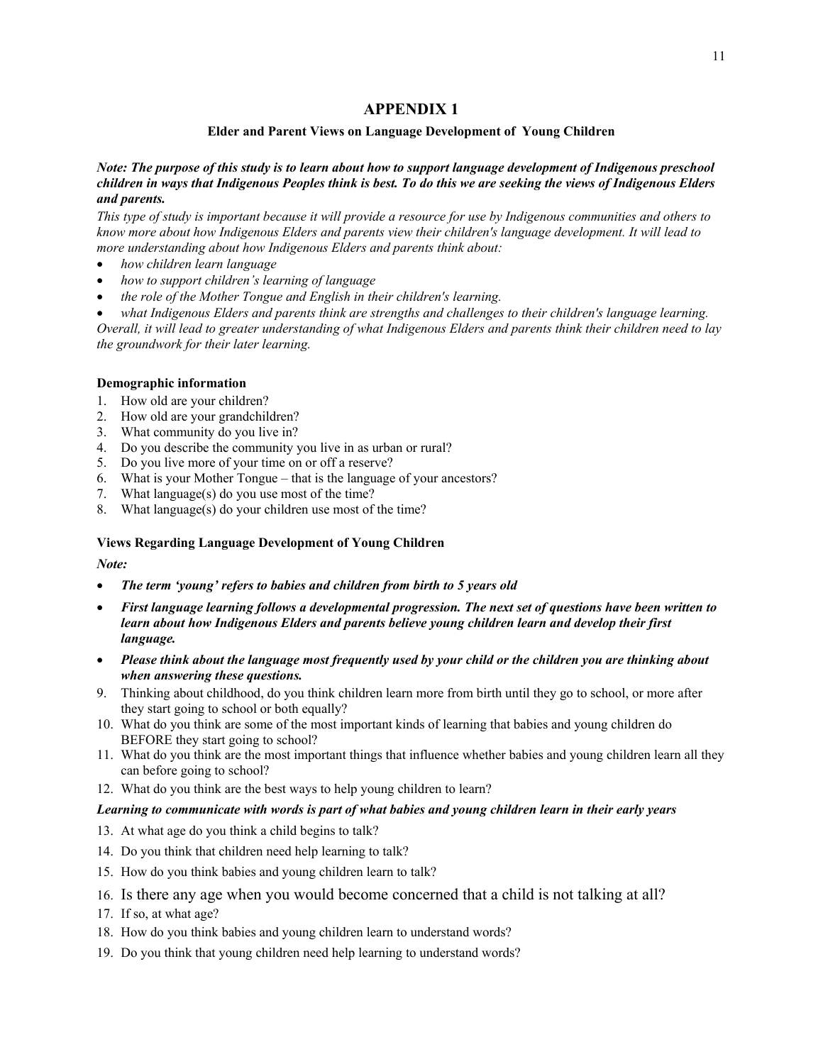# APPENDIX 1

**Elder and Parent Views on Language Development of Young Children**

***Note: The purpose of this study is to learn about how to support language development of Indigenous preschool children in ways that Indigenous Peoples think is best. To do this we are seeking the views of Indigenous Elders and parents.***

*This type of study is important because it will provide a resource for use by Indigenous communities and others to know more about how Indigenous Elders and parents view their children's language development. It will lead to more understanding about how Indigenous Elders and parents think about:*

- *how children learn language*
- *how to support children's learning of language*
- *the role of the Mother Tongue and English in their children's learning.*
- *what Indigenous Elders and parents think are strengths and challenges to their children's language learning.*

*Overall, it will lead to greater understanding of what Indigenous Elders and parents think their children need to lay the groundwork for their later learning.*

**Demographic information**

1. How old are your children?
2. How old are your grandchildren?
3. What community do you live in?
4. Do you describe the community you live in as urban or rural?
5. Do you live more of your time on or off a reserve?
6. What is your Mother Tongue – that is the language of your ancestors?
7. What language(s) do you use most of the time?
8. What language(s) do your children use most of the time?

**Views Regarding Language Development of Young Children**

***Note:***

- ***The term 'young' refers to babies and children from birth to 5 years old***
- ***First language learning follows a developmental progression. The next set of questions have been written to learn about how Indigenous Elders and parents believe young children learn and develop their first language.***
- ***Please think about the language most frequently used by your child or the children you are thinking about when answering these questions.***

9. Thinking about childhood, do you think children learn more from birth until they go to school, or more after they start going to school or both equally?
10. What do you think are some of the most important kinds of learning that babies and young children do BEFORE they start going to school?
11. What do you think are the most important things that influence whether babies and young children learn all they can before going to school?
12. What do you think are the best ways to help young children to learn?

***Learning to communicate with words is part of what babies and young children learn in their early years***

13. At what age do you think a child begins to talk?
14. Do you think that children need help learning to talk?
15. How do you think babies and young children learn to talk?
16. Is there any age when you would become concerned that a child is not talking at all?
17. If so, at what age?
18. How do you think babies and young children learn to understand words?
19. Do you think that young children need help learning to understand words?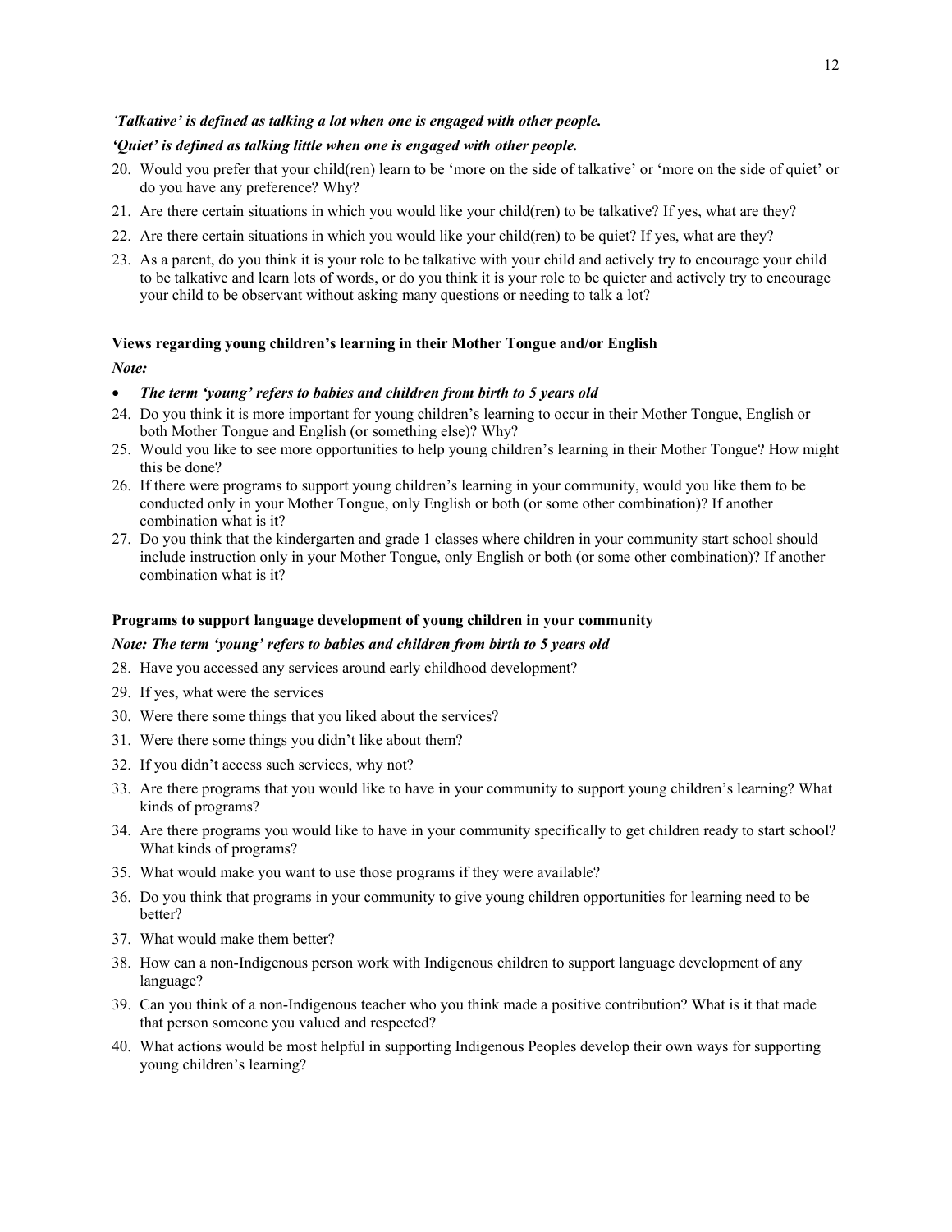*'Talkative' is defined as talking a lot when one is engaged with other people.*

*'Quiet' is defined as talking little when one is engaged with other people.*

20. Would you prefer that your child(ren) learn to be 'more on the side of talkative' or 'more on the side of quiet' or do you have any preference? Why?
21. Are there certain situations in which you would like your child(ren) to be talkative? If yes, what are they?
22. Are there certain situations in which you would like your child(ren) to be quiet? If yes, what are they?
23. As a parent, do you think it is your role to be talkative with your child and actively try to encourage your child to be talkative and learn lots of words, or do you think it is your role to be quieter and actively try to encourage your child to be observant without asking many questions or needing to talk a lot?

**Views regarding young children's learning in their Mother Tongue and/or English**

*Note:*

- ***The term 'young' refers to babies and children from birth to 5 years old***

24. Do you think it is more important for young children's learning to occur in their Mother Tongue, English or both Mother Tongue and English (or something else)? Why?
25. Would you like to see more opportunities to help young children's learning in their Mother Tongue? How might this be done?
26. If there were programs to support young children's learning in your community, would you like them to be conducted only in your Mother Tongue, only English or both (or some other combination)? If another combination what is it?
27. Do you think that the kindergarten and grade 1 classes where children in your community start school should include instruction only in your Mother Tongue, only English or both (or some other combination)? If another combination what is it?

**Programs to support language development of young children in your community**

***Note: The term 'young' refers to babies and children from birth to 5 years old***

28. Have you accessed any services around early childhood development?
29. If yes, what were the services
30. Were there some things that you liked about the services?
31. Were there some things you didn't like about them?
32. If you didn't access such services, why not?
33. Are there programs that you would like to have in your community to support young children's learning? What kinds of programs?
34. Are there programs you would like to have in your community specifically to get children ready to start school? What kinds of programs?
35. What would make you want to use those programs if they were available?
36. Do you think that programs in your community to give young children opportunities for learning need to be better?
37. What would make them better?
38. How can a non-Indigenous person work with Indigenous children to support language development of any language?
39. Can you think of a non-Indigenous teacher who you think made a positive contribution? What is it that made that person someone you valued and respected?
40. What actions would be most helpful in supporting Indigenous Peoples develop their own ways for supporting young children's learning?